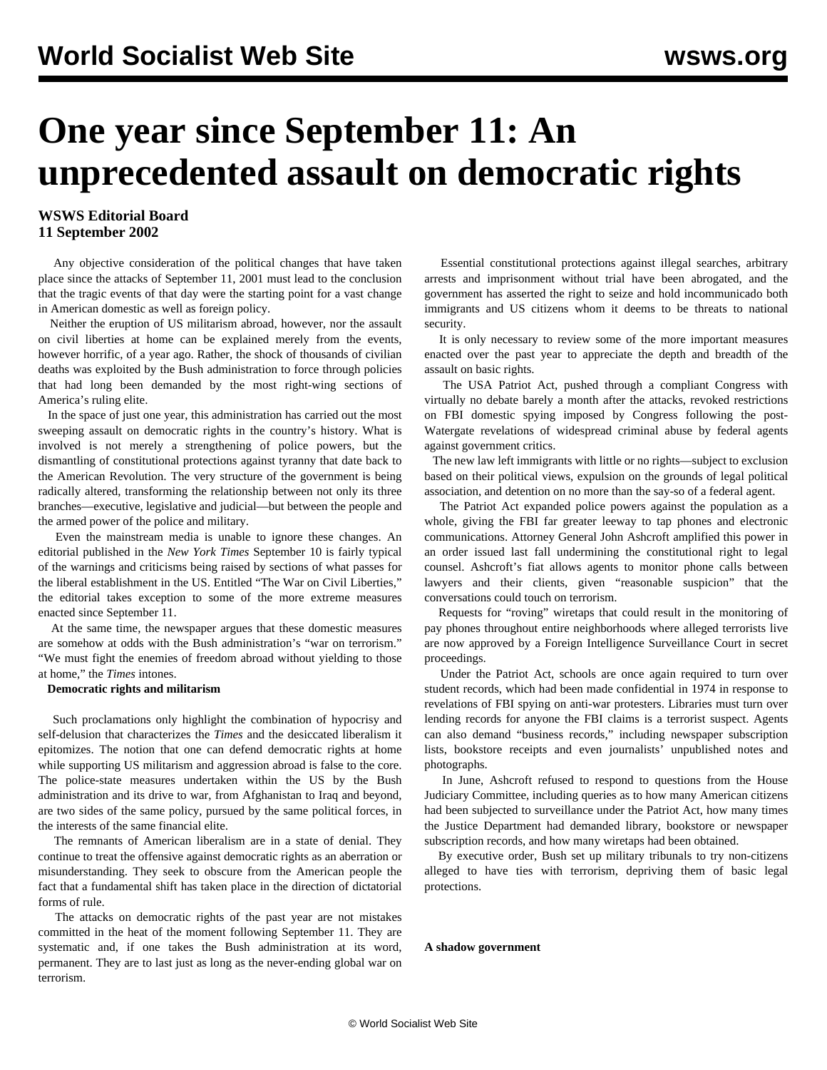# One year since September 11: An unprecedented assault on democratic rights

**WSWS Editorial Board**
**11 September 2002**

Any objective consideration of the political changes that have taken place since the attacks of September 11, 2001 must lead to the conclusion that the tragic events of that day were the starting point for a vast change in American domestic as well as foreign policy.

Neither the eruption of US militarism abroad, however, nor the assault on civil liberties at home can be explained merely from the events, however horrific, of a year ago. Rather, the shock of thousands of civilian deaths was exploited by the Bush administration to force through policies that had long been demanded by the most right-wing sections of America's ruling elite.

In the space of just one year, this administration has carried out the most sweeping assault on democratic rights in the country's history. What is involved is not merely a strengthening of police powers, but the dismantling of constitutional protections against tyranny that date back to the American Revolution. The very structure of the government is being radically altered, transforming the relationship between not only its three branches—executive, legislative and judicial—but between the people and the armed power of the police and military.

Even the mainstream media is unable to ignore these changes. An editorial published in the *New York Times* September 10 is fairly typical of the warnings and criticisms being raised by sections of what passes for the liberal establishment in the US. Entitled "The War on Civil Liberties," the editorial takes exception to some of the more extreme measures enacted since September 11.

At the same time, the newspaper argues that these domestic measures are somehow at odds with the Bush administration's "war on terrorism." "We must fight the enemies of freedom abroad without yielding to those at home," the *Times* intones.

**Democratic rights and militarism**

Such proclamations only highlight the combination of hypocrisy and self-delusion that characterizes the *Times* and the desiccated liberalism it epitomizes. The notion that one can defend democratic rights at home while supporting US militarism and aggression abroad is false to the core. The police-state measures undertaken within the US by the Bush administration and its drive to war, from Afghanistan to Iraq and beyond, are two sides of the same policy, pursued by the same political forces, in the interests of the same financial elite.

The remnants of American liberalism are in a state of denial. They continue to treat the offensive against democratic rights as an aberration or misunderstanding. They seek to obscure from the American people the fact that a fundamental shift has taken place in the direction of dictatorial forms of rule.

The attacks on democratic rights of the past year are not mistakes committed in the heat of the moment following September 11. They are systematic and, if one takes the Bush administration at its word, permanent. They are to last just as long as the never-ending global war on terrorism.

Essential constitutional protections against illegal searches, arbitrary arrests and imprisonment without trial have been abrogated, and the government has asserted the right to seize and hold incommunicado both immigrants and US citizens whom it deems to be threats to national security.

It is only necessary to review some of the more important measures enacted over the past year to appreciate the depth and breadth of the assault on basic rights.

The USA Patriot Act, pushed through a compliant Congress with virtually no debate barely a month after the attacks, revoked restrictions on FBI domestic spying imposed by Congress following the post-Watergate revelations of widespread criminal abuse by federal agents against government critics.

The new law left immigrants with little or no rights—subject to exclusion based on their political views, expulsion on the grounds of legal political association, and detention on no more than the say-so of a federal agent.

The Patriot Act expanded police powers against the population as a whole, giving the FBI far greater leeway to tap phones and electronic communications. Attorney General John Ashcroft amplified this power in an order issued last fall undermining the constitutional right to legal counsel. Ashcroft's fiat allows agents to monitor phone calls between lawyers and their clients, given "reasonable suspicion" that the conversations could touch on terrorism.

Requests for "roving" wiretaps that could result in the monitoring of pay phones throughout entire neighborhoods where alleged terrorists live are now approved by a Foreign Intelligence Surveillance Court in secret proceedings.

Under the Patriot Act, schools are once again required to turn over student records, which had been made confidential in 1974 in response to revelations of FBI spying on anti-war protesters. Libraries must turn over lending records for anyone the FBI claims is a terrorist suspect. Agents can also demand "business records," including newspaper subscription lists, bookstore receipts and even journalists' unpublished notes and photographs.

In June, Ashcroft refused to respond to questions from the House Judiciary Committee, including queries as to how many American citizens had been subjected to surveillance under the Patriot Act, how many times the Justice Department had demanded library, bookstore or newspaper subscription records, and how many wiretaps had been obtained.

By executive order, Bush set up military tribunals to try non-citizens alleged to have ties with terrorism, depriving them of basic legal protections.

**A shadow government**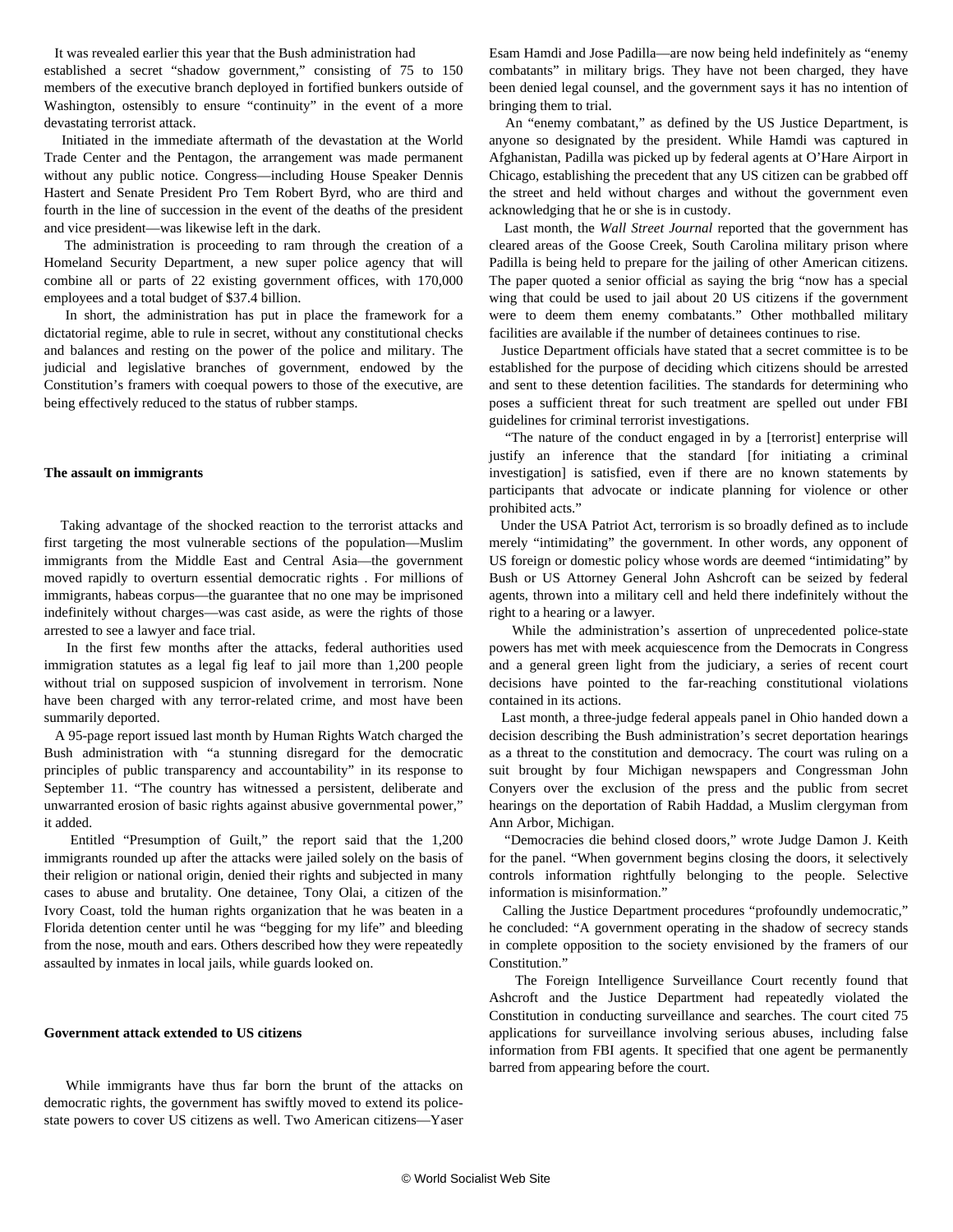It was revealed earlier this year that the Bush administration had established a secret "shadow government," consisting of 75 to 150 members of the executive branch deployed in fortified bunkers outside of Washington, ostensibly to ensure "continuity" in the event of a more devastating terrorist attack.

Initiated in the immediate aftermath of the devastation at the World Trade Center and the Pentagon, the arrangement was made permanent without any public notice. Congress—including House Speaker Dennis Hastert and Senate President Pro Tem Robert Byrd, who are third and fourth in the line of succession in the event of the deaths of the president and vice president—was likewise left in the dark.

The administration is proceeding to ram through the creation of a Homeland Security Department, a new super police agency that will combine all or parts of 22 existing government offices, with 170,000 employees and a total budget of $37.4 billion.

In short, the administration has put in place the framework for a dictatorial regime, able to rule in secret, without any constitutional checks and balances and resting on the power of the police and military. The judicial and legislative branches of government, endowed by the Constitution's framers with coequal powers to those of the executive, are being effectively reduced to the status of rubber stamps.

**The assault on immigrants**

Taking advantage of the shocked reaction to the terrorist attacks and first targeting the most vulnerable sections of the population—Muslim immigrants from the Middle East and Central Asia—the government moved rapidly to overturn essential democratic rights . For millions of immigrants, habeas corpus—the guarantee that no one may be imprisoned indefinitely without charges—was cast aside, as were the rights of those arrested to see a lawyer and face trial.

In the first few months after the attacks, federal authorities used immigration statutes as a legal fig leaf to jail more than 1,200 people without trial on supposed suspicion of involvement in terrorism. None have been charged with any terror-related crime, and most have been summarily deported.

A 95-page report issued last month by Human Rights Watch charged the Bush administration with "a stunning disregard for the democratic principles of public transparency and accountability" in its response to September 11. "The country has witnessed a persistent, deliberate and unwarranted erosion of basic rights against abusive governmental power," it added.

Entitled "Presumption of Guilt," the report said that the 1,200 immigrants rounded up after the attacks were jailed solely on the basis of their religion or national origin, denied their rights and subjected in many cases to abuse and brutality. One detainee, Tony Olai, a citizen of the Ivory Coast, told the human rights organization that he was beaten in a Florida detention center until he was "begging for my life" and bleeding from the nose, mouth and ears. Others described how they were repeatedly assaulted by inmates in local jails, while guards looked on.

**Government attack extended to US citizens**

While immigrants have thus far born the brunt of the attacks on democratic rights, the government has swiftly moved to extend its police-state powers to cover US citizens as well. Two American citizens—Yaser Esam Hamdi and Jose Padilla—are now being held indefinitely as "enemy combatants" in military brigs. They have not been charged, they have been denied legal counsel, and the government says it has no intention of bringing them to trial.

An "enemy combatant," as defined by the US Justice Department, is anyone so designated by the president. While Hamdi was captured in Afghanistan, Padilla was picked up by federal agents at O'Hare Airport in Chicago, establishing the precedent that any US citizen can be grabbed off the street and held without charges and without the government even acknowledging that he or she is in custody.

Last month, the *Wall Street Journal* reported that the government has cleared areas of the Goose Creek, South Carolina military prison where Padilla is being held to prepare for the jailing of other American citizens. The paper quoted a senior official as saying the brig "now has a special wing that could be used to jail about 20 US citizens if the government were to deem them enemy combatants." Other mothballed military facilities are available if the number of detainees continues to rise.

Justice Department officials have stated that a secret committee is to be established for the purpose of deciding which citizens should be arrested and sent to these detention facilities. The standards for determining who poses a sufficient threat for such treatment are spelled out under FBI guidelines for criminal terrorist investigations.

"The nature of the conduct engaged in by a [terrorist] enterprise will justify an inference that the standard [for initiating a criminal investigation] is satisfied, even if there are no known statements by participants that advocate or indicate planning for violence or other prohibited acts."

Under the USA Patriot Act, terrorism is so broadly defined as to include merely "intimidating" the government. In other words, any opponent of US foreign or domestic policy whose words are deemed "intimidating" by Bush or US Attorney General John Ashcroft can be seized by federal agents, thrown into a military cell and held there indefinitely without the right to a hearing or a lawyer.

While the administration's assertion of unprecedented police-state powers has met with meek acquiescence from the Democrats in Congress and a general green light from the judiciary, a series of recent court decisions have pointed to the far-reaching constitutional violations contained in its actions.

Last month, a three-judge federal appeals panel in Ohio handed down a decision describing the Bush administration's secret deportation hearings as a threat to the constitution and democracy. The court was ruling on a suit brought by four Michigan newspapers and Congressman John Conyers over the exclusion of the press and the public from secret hearings on the deportation of Rabih Haddad, a Muslim clergyman from Ann Arbor, Michigan.

"Democracies die behind closed doors," wrote Judge Damon J. Keith for the panel. "When government begins closing the doors, it selectively controls information rightfully belonging to the people. Selective information is misinformation."

Calling the Justice Department procedures "profoundly undemocratic," he concluded: "A government operating in the shadow of secrecy stands in complete opposition to the society envisioned by the framers of our Constitution."

The Foreign Intelligence Surveillance Court recently found that Ashcroft and the Justice Department had repeatedly violated the Constitution in conducting surveillance and searches. The court cited 75 applications for surveillance involving serious abuses, including false information from FBI agents. It specified that one agent be permanently barred from appearing before the court.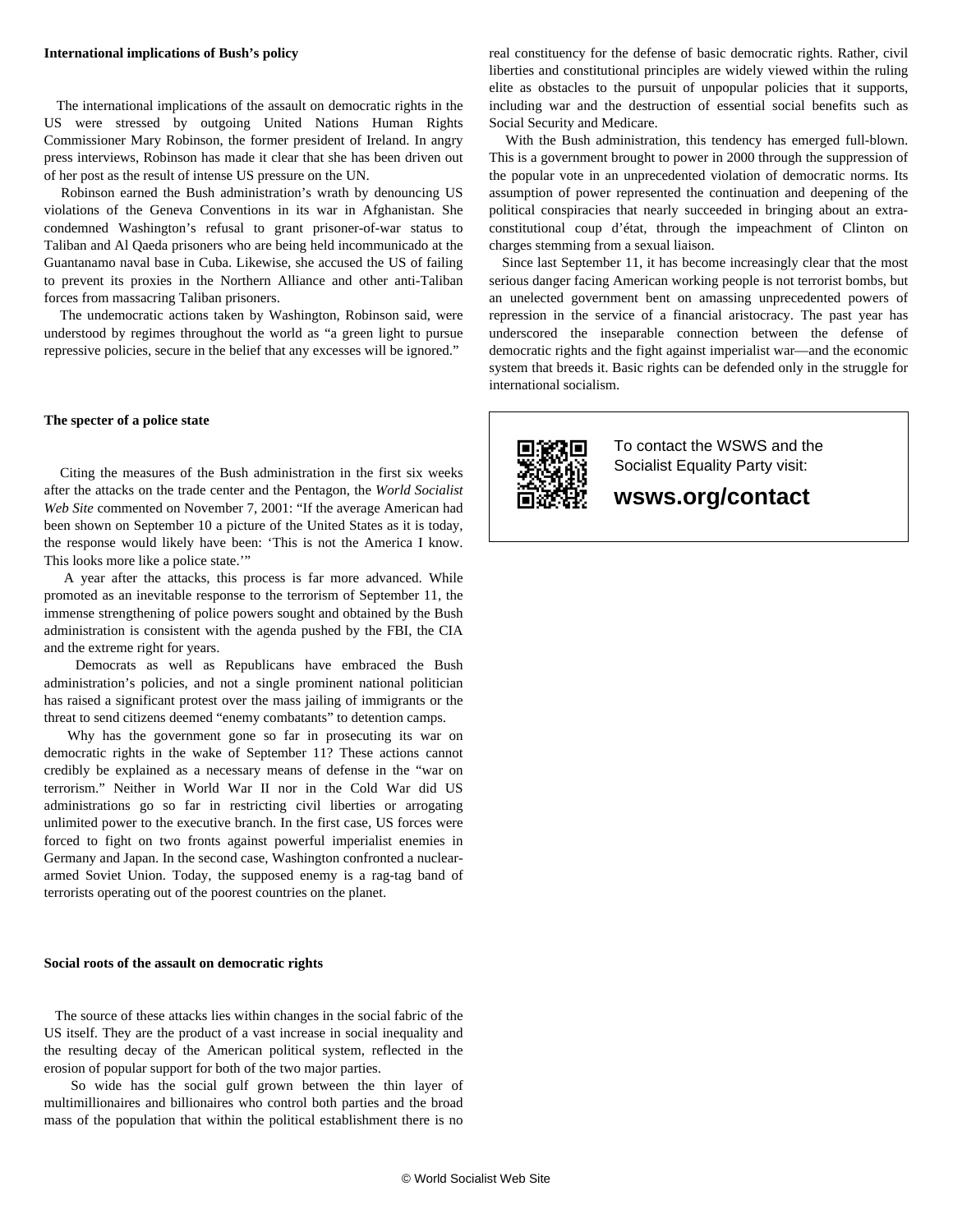**International implications of Bush's policy**

The international implications of the assault on democratic rights in the US were stressed by outgoing United Nations Human Rights Commissioner Mary Robinson, the former president of Ireland. In angry press interviews, Robinson has made it clear that she has been driven out of her post as the result of intense US pressure on the UN.

Robinson earned the Bush administration's wrath by denouncing US violations of the Geneva Conventions in its war in Afghanistan. She condemned Washington's refusal to grant prisoner-of-war status to Taliban and Al Qaeda prisoners who are being held incommunicado at the Guantanamo naval base in Cuba. Likewise, she accused the US of failing to prevent its proxies in the Northern Alliance and other anti-Taliban forces from massacring Taliban prisoners.

The undemocratic actions taken by Washington, Robinson said, were understood by regimes throughout the world as "a green light to pursue repressive policies, secure in the belief that any excesses will be ignored."

**The specter of a police state**

Citing the measures of the Bush administration in the first six weeks after the attacks on the trade center and the Pentagon, the *World Socialist Web Site* commented on November 7, 2001: "If the average American had been shown on September 10 a picture of the United States as it is today, the response would likely have been: 'This is not the America I know. This looks more like a police state.'"

A year after the attacks, this process is far more advanced. While promoted as an inevitable response to the terrorism of September 11, the immense strengthening of police powers sought and obtained by the Bush administration is consistent with the agenda pushed by the FBI, the CIA and the extreme right for years.

Democrats as well as Republicans have embraced the Bush administration's policies, and not a single prominent national politician has raised a significant protest over the mass jailing of immigrants or the threat to send citizens deemed "enemy combatants" to detention camps.

Why has the government gone so far in prosecuting its war on democratic rights in the wake of September 11? These actions cannot credibly be explained as a necessary means of defense in the "war on terrorism." Neither in World War II nor in the Cold War did US administrations go so far in restricting civil liberties or arrogating unlimited power to the executive branch. In the first case, US forces were forced to fight on two fronts against powerful imperialist enemies in Germany and Japan. In the second case, Washington confronted a nuclear-armed Soviet Union. Today, the supposed enemy is a rag-tag band of terrorists operating out of the poorest countries on the planet.

**Social roots of the assault on democratic rights**

The source of these attacks lies within changes in the social fabric of the US itself. They are the product of a vast increase in social inequality and the resulting decay of the American political system, reflected in the erosion of popular support for both of the two major parties.

So wide has the social gulf grown between the thin layer of multimillionaires and billionaires who control both parties and the broad mass of the population that within the political establishment there is no real constituency for the defense of basic democratic rights. Rather, civil liberties and constitutional principles are widely viewed within the ruling elite as obstacles to the pursuit of unpopular policies that it supports, including war and the destruction of essential social benefits such as Social Security and Medicare.

With the Bush administration, this tendency has emerged full-blown. This is a government brought to power in 2000 through the suppression of the popular vote in an unprecedented violation of democratic norms. Its assumption of power represented the continuation and deepening of the political conspiracies that nearly succeeded in bringing about an extra-constitutional coup d'état, through the impeachment of Clinton on charges stemming from a sexual liaison.

Since last September 11, it has become increasingly clear that the most serious danger facing American working people is not terrorist bombs, but an unelected government bent on amassing unprecedented powers of repression in the service of a financial aristocracy. The past year has underscored the inseparable connection between the defense of democratic rights and the fight against imperialist war—and the economic system that breeds it. Basic rights can be defended only in the struggle for international socialism.

To contact the WSWS and the Socialist Equality Party visit:

**wsws.org/contact**